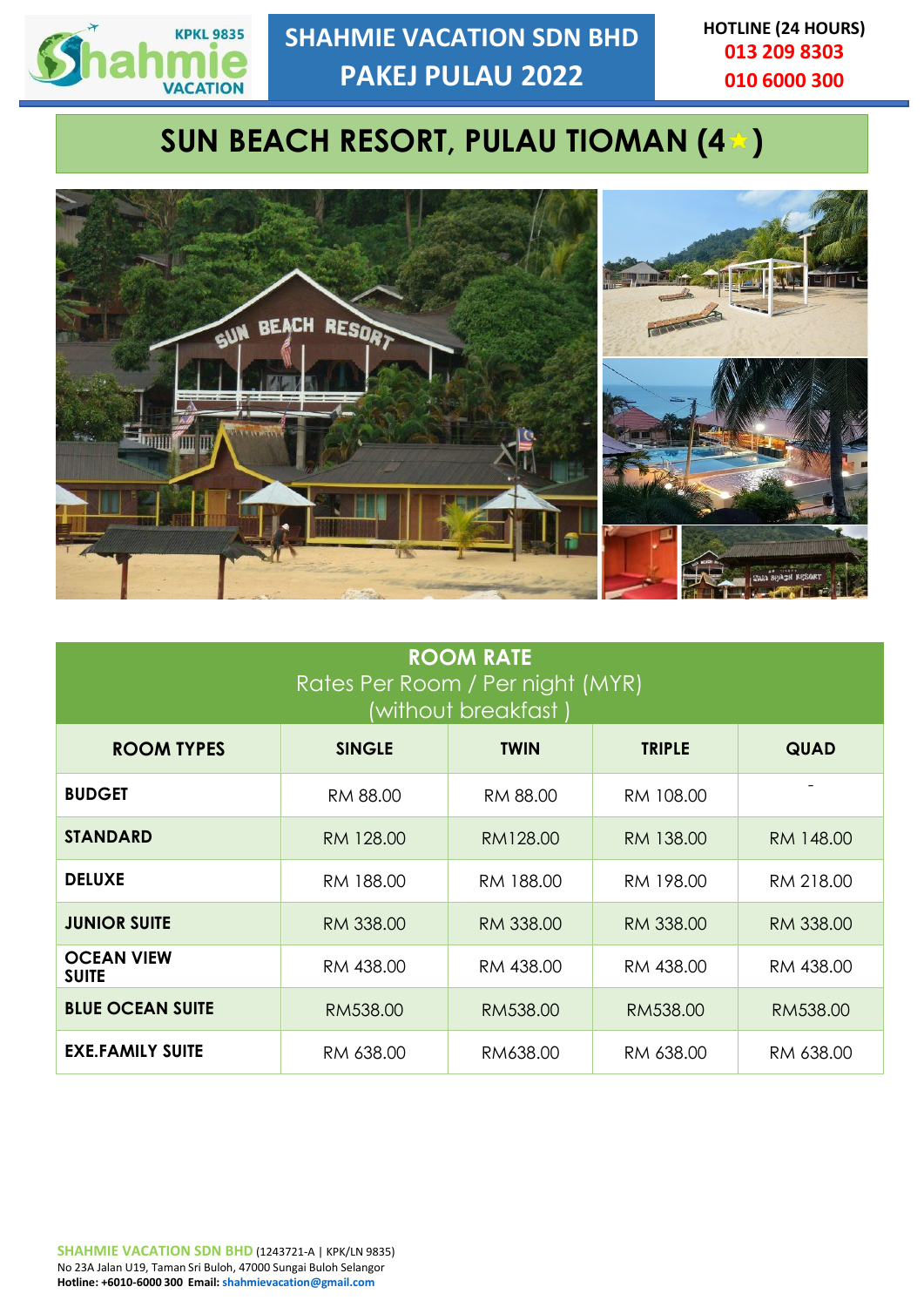KPKL 9835

Shahmie VACATION

# SHAHMIE VACATION SDN BHD PAKEJ PULAU 2022

HOTLINE (24 HOURS)
013 209 8303
010 6000 300

## SUN BEACH RESORT, PULAU TIOMAN (4★)

| ROOM RATE<br>Rates Per Room / Per night (MYR)<br>(without breakfast ) | | | | |
|---|---|---|---|---|
| **ROOM TYPES** | **SINGLE** | **TWIN** | **TRIPLE** | **QUAD** |
| **BUDGET** | RM 88.00 | RM 88.00 | RM 108.00 | - |
| **STANDARD** | RM 128.00 | RM128.00 | RM 138.00 | RM 148.00 |
| **DELUXE** | RM 188.00 | RM 188.00 | RM 198.00 | RM 218.00 |
| **JUNIOR SUITE** | RM 338.00 | RM 338.00 | RM 338.00 | RM 338.00 |
| **OCEAN VIEW SUITE** | RM 438.00 | RM 438.00 | RM 438.00 | RM 438.00 |
| **BLUE OCEAN SUITE** | RM538.00 | RM538.00 | RM538.00 | RM538.00 |
| **EXE.FAMILY SUITE** | RM 638.00 | RM638.00 | RM 638.00 | RM 638.00 |

**SHAHMIE VACATION SDN BHD** (1243721-A | KPK/LN 9835)
No 23A Jalan U19, Taman Sri Buloh, 47000 Sungai Buloh Selangor
**Hotline: +6010-6000 300 Email:** shahmievacation@gmail.com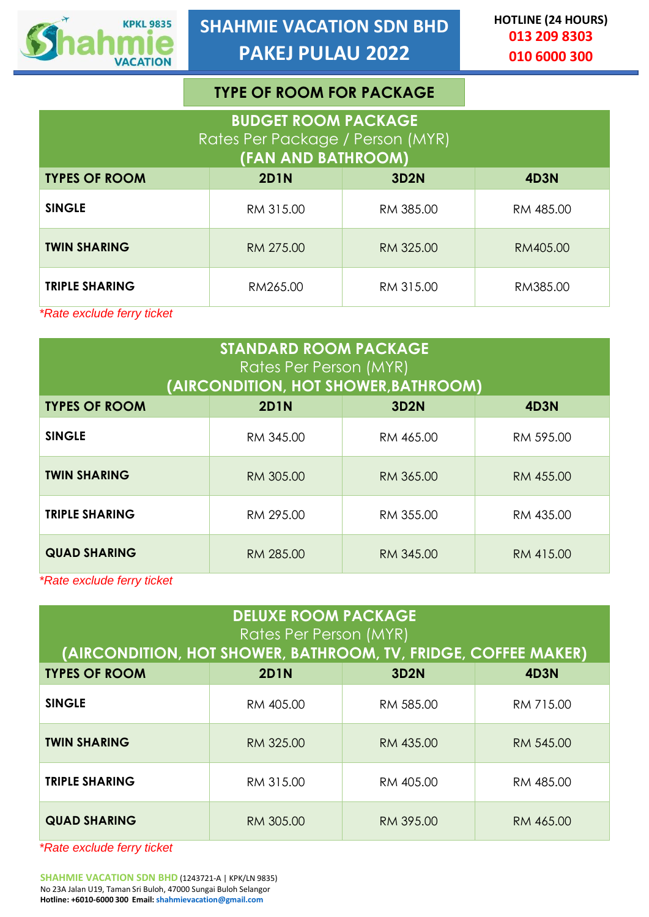# SHAHMIE VACATION SDN BHD
# PAKEJ PULAU 2022

KPKL 9835

HOTLINE (24 HOURS)
013 209 8303
010 6000 300

## TYPE OF ROOM FOR PACKAGE

### BUDGET ROOM PACKAGE
Rates Per Package / Person (MYR)
**(FAN AND BATHROOM)**

| TYPES OF ROOM | 2D1N | 3D2N | 4D3N |
|---|---|---|---|
| SINGLE | RM 315.00 | RM 385.00 | RM 485.00 |
| TWIN SHARING | RM 275.00 | RM 325.00 | RM405.00 |
| TRIPLE SHARING | RM265.00 | RM 315.00 | RM385.00 |

*\*Rate exclude ferry ticket*

### STANDARD ROOM PACKAGE
Rates Per Person (MYR)
**(AIRCONDITION, HOT SHOWER,BATHROOM)**

| TYPES OF ROOM | 2D1N | 3D2N | 4D3N |
|---|---|---|---|
| SINGLE | RM 345.00 | RM 465.00 | RM 595.00 |
| TWIN SHARING | RM 305.00 | RM 365.00 | RM 455.00 |
| TRIPLE SHARING | RM 295.00 | RM 355.00 | RM 435.00 |
| QUAD SHARING | RM 285.00 | RM 345.00 | RM 415.00 |

*\*Rate exclude ferry ticket*

### DELUXE ROOM PACKAGE
Rates Per Person (MYR)
**(AIRCONDITION, HOT SHOWER, BATHROOM, TV, FRIDGE, COFFEE MAKER)**

| TYPES OF ROOM | 2D1N | 3D2N | 4D3N |
|---|---|---|---|
| SINGLE | RM 405.00 | RM 585.00 | RM 715.00 |
| TWIN SHARING | RM 325.00 | RM 435.00 | RM 545.00 |
| TRIPLE SHARING | RM 315.00 | RM 405.00 | RM 485.00 |
| QUAD SHARING | RM 305.00 | RM 395.00 | RM 465.00 |

*\*Rate exclude ferry ticket*

**SHAHMIE VACATION SDN BHD** (1243721-A | KPK/LN 9835)
No 23A Jalan U19, Taman Sri Buloh, 47000 Sungai Buloh Selangor
**Hotline: +6010-6000 300 Email:** shahmievacation@gmail.com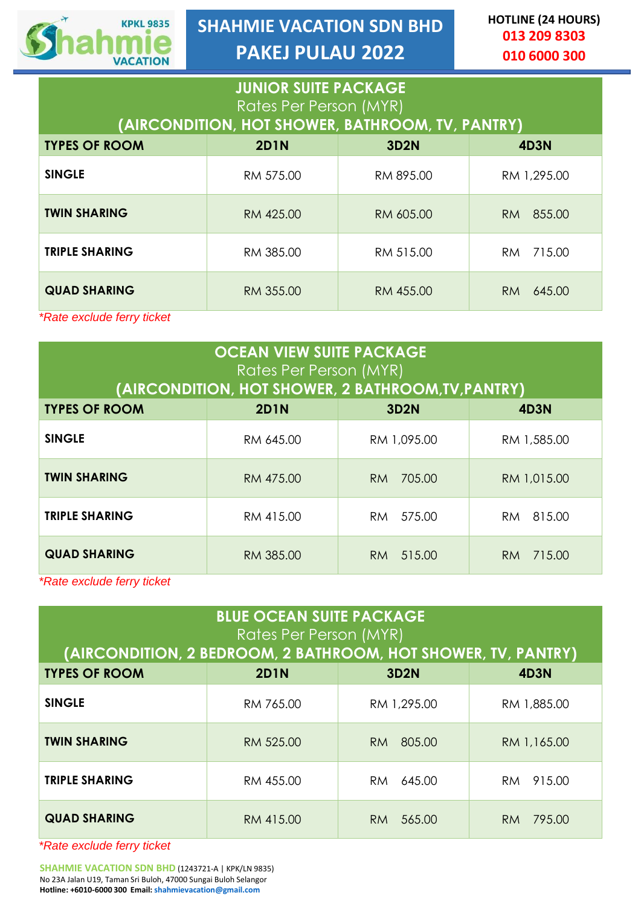# SHAHMIE VACATION SDN BHD
# PAKEJ PULAU 2022

**HOTLINE (24 HOURS)**
**013 209 8303**
**010 6000 300**

## JUNIOR SUITE PACKAGE
Rates Per Person (MYR)
**(AIRCONDITION, HOT SHOWER, BATHROOM, TV, PANTRY)**

| TYPES OF ROOM | 2D1N | 3D2N | 4D3N |
|---|---|---|---|
| **SINGLE** | RM 575.00 | RM 895.00 | RM 1,295.00 |
| **TWIN SHARING** | RM 425.00 | RM 605.00 | RM 855.00 |
| **TRIPLE SHARING** | RM 385.00 | RM 515.00 | RM 715.00 |
| **QUAD SHARING** | RM 355.00 | RM 455.00 | RM 645.00 |

*\*Rate exclude ferry ticket*

## OCEAN VIEW SUITE PACKAGE
Rates Per Person (MYR)
**(AIRCONDITION, HOT SHOWER, 2 BATHROOM,TV,PANTRY)**

| TYPES OF ROOM | 2D1N | 3D2N | 4D3N |
|---|---|---|---|
| **SINGLE** | RM 645.00 | RM 1,095.00 | RM 1,585.00 |
| **TWIN SHARING** | RM 475.00 | RM 705.00 | RM 1,015.00 |
| **TRIPLE SHARING** | RM 415.00 | RM 575.00 | RM 815.00 |
| **QUAD SHARING** | RM 385.00 | RM 515.00 | RM 715.00 |

*\*Rate exclude ferry ticket*

## BLUE OCEAN SUITE PACKAGE
Rates Per Person (MYR)
**(AIRCONDITION, 2 BEDROOM, 2 BATHROOM, HOT SHOWER, TV, PANTRY)**

| TYPES OF ROOM | 2D1N | 3D2N | 4D3N |
|---|---|---|---|
| **SINGLE** | RM 765.00 | RM 1,295.00 | RM 1,885.00 |
| **TWIN SHARING** | RM 525.00 | RM 805.00 | RM 1,165.00 |
| **TRIPLE SHARING** | RM 455.00 | RM 645.00 | RM 915.00 |
| **QUAD SHARING** | RM 415.00 | RM 565.00 | RM 795.00 |

*\*Rate exclude ferry ticket*

**SHAHMIE VACATION SDN BHD** (1243721-A | KPK/LN 9835)
No 23A Jalan U19, Taman Sri Buloh, 47000 Sungai Buloh Selangor
**Hotline: +6010-6000 300 Email:** shahmievacation@gmail.com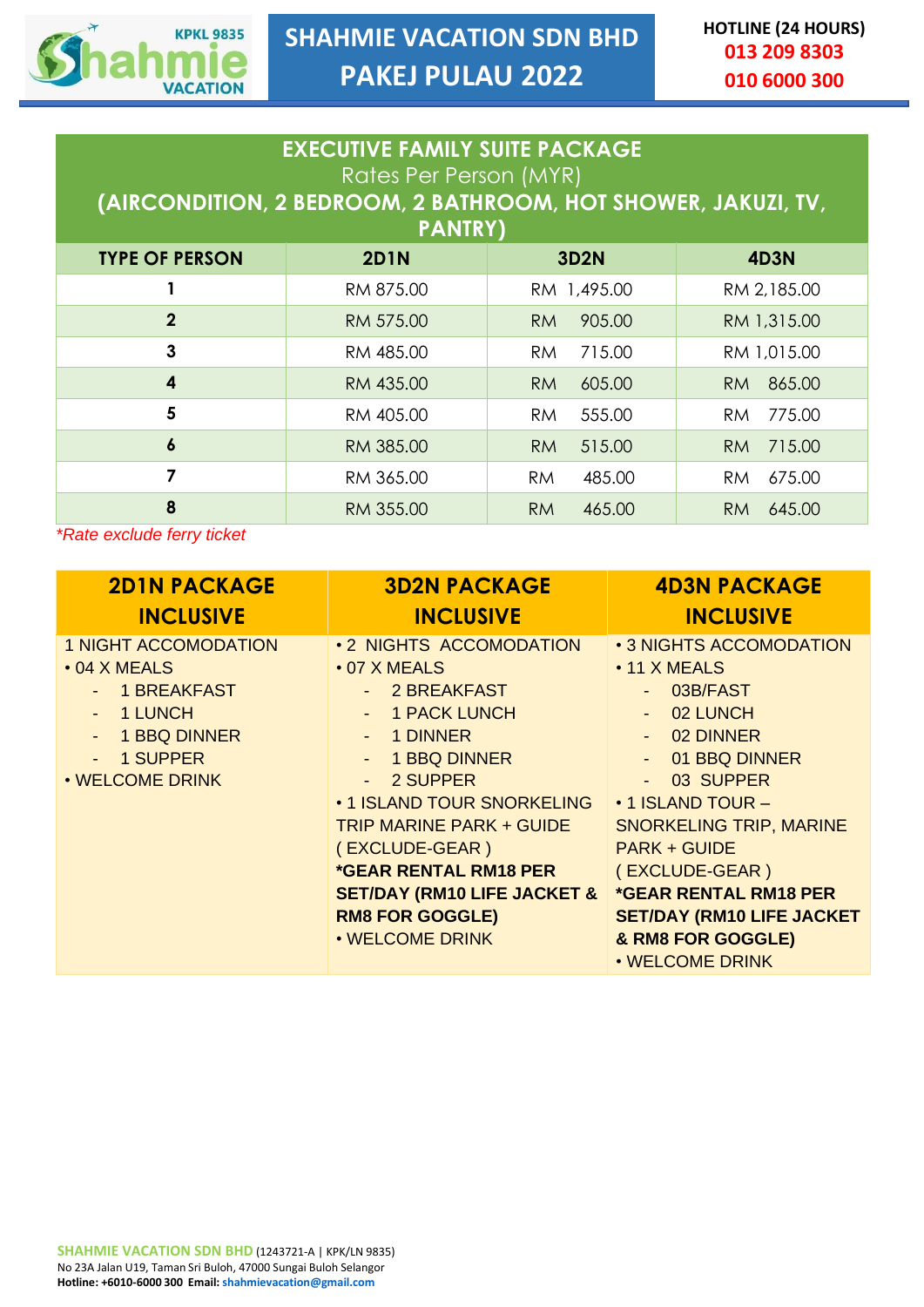# SHAHMIE VACATION SDN BHD PAKEJ PULAU 2022

**HOTLINE (24 HOURS)**
**013 209 8303**
**010 6000 300**

## EXECUTIVE FAMILY SUITE PACKAGE

Rates Per Person (MYR)

**(AIRCONDITION, 2 BEDROOM, 2 BATHROOM, HOT SHOWER, JAKUZI, TV, PANTRY)**

| TYPE OF PERSON | 2D1N | 3D2N | 4D3N |
|---|---|---|---|
| 1 | RM 875.00 | RM 1,495.00 | RM 2,185.00 |
| 2 | RM 575.00 | RM 905.00 | RM 1,315.00 |
| 3 | RM 485.00 | RM 715.00 | RM 1,015.00 |
| 4 | RM 435.00 | RM 605.00 | RM 865.00 |
| 5 | RM 405.00 | RM 555.00 | RM 775.00 |
| 6 | RM 385.00 | RM 515.00 | RM 715.00 |
| 7 | RM 365.00 | RM 485.00 | RM 675.00 |
| 8 | RM 355.00 | RM 465.00 | RM 645.00 |

*Rate exclude ferry ticket*

| 2D1N PACKAGE INCLUSIVE | 3D2N PACKAGE INCLUSIVE | 4D3N PACKAGE INCLUSIVE |
|---|---|---|
| 1 NIGHT ACCOMODATION<br>• 04 X MEALS<br>- 1 BREAKFAST<br>- 1 LUNCH<br>- 1 BBQ DINNER<br>- 1 SUPPER<br>• WELCOME DRINK | • 2 NIGHTS ACCOMODATION<br>• 07 X MEALS<br>- 2 BREAKFAST<br>- 1 PACK LUNCH<br>- 1 DINNER<br>- 1 BBQ DINNER<br>- 2 SUPPER<br>• 1 ISLAND TOUR SNORKELING TRIP MARINE PARK + GUIDE ( EXCLUDE-GEAR )<br>**\*GEAR RENTAL RM18 PER SET/DAY (RM10 LIFE JACKET & RM8 FOR GOGGLE)**<br>• WELCOME DRINK | • 3 NIGHTS ACCOMODATION<br>• 11 X MEALS<br>- 03B/FAST<br>- 02 LUNCH<br>- 02 DINNER<br>- 01 BBQ DINNER<br>- 03 SUPPER<br>• 1 ISLAND TOUR – SNORKELING TRIP, MARINE PARK + GUIDE ( EXCLUDE-GEAR )<br>**\*GEAR RENTAL RM18 PER SET/DAY (RM10 LIFE JACKET & RM8 FOR GOGGLE)**<br>• WELCOME DRINK |

**SHAHMIE VACATION SDN BHD** (1243721-A | KPK/LN 9835)
No 23A Jalan U19, Taman Sri Buloh, 47000 Sungai Buloh Selangor
**Hotline: +6010-6000 300 Email:** shahmievacation@gmail.com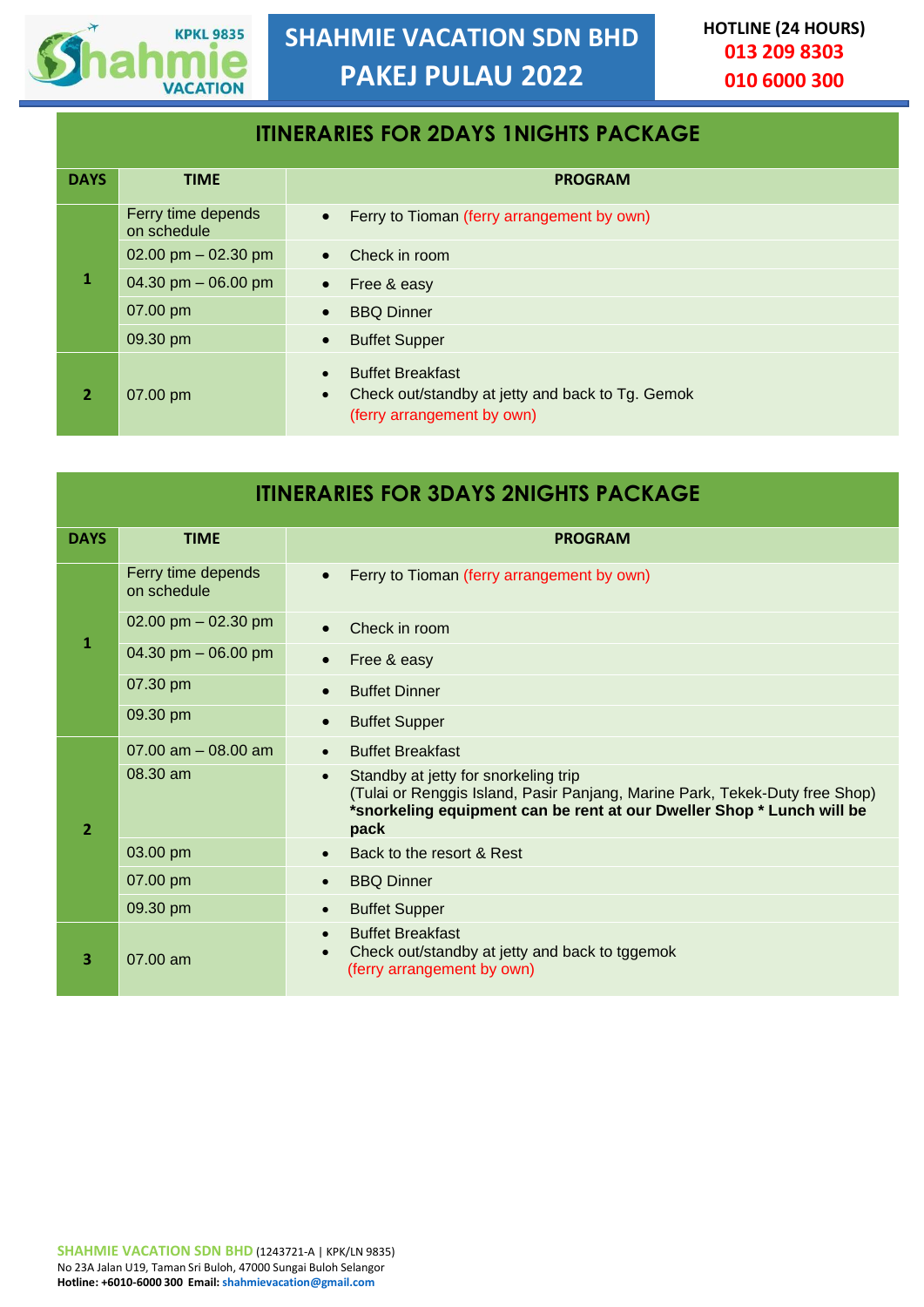# SHAHMIE VACATION SDN BHD
# PAKEJ PULAU 2022

**HOTLINE (24 HOURS)**
**013 209 8303**
**010 6000 300**

## ITINERARIES FOR 2DAYS 1NIGHTS PACKAGE

| DAYS | TIME | PROGRAM |
|---|---|---|
| 1 | Ferry time depends on schedule | • Ferry to Tioman (ferry arrangement by own) |
| | 02.00 pm – 02.30 pm | • Check in room |
| | 04.30 pm – 06.00 pm | • Free & easy |
| | 07.00 pm | • BBQ Dinner |
| | 09.30 pm | • Buffet Supper |
| 2 | 07.00 pm | • Buffet Breakfast<br>• Check out/standby at jetty and back to Tg. Gemok (ferry arrangement by own) |

## ITINERARIES FOR 3DAYS 2NIGHTS PACKAGE

| DAYS | TIME | PROGRAM |
|---|---|---|
| 1 | Ferry time depends on schedule | • Ferry to Tioman (ferry arrangement by own) |
| | 02.00 pm – 02.30 pm | • Check in room |
| | 04.30 pm – 06.00 pm | • Free & easy |
| | 07.30 pm | • Buffet Dinner |
| | 09.30 pm | • Buffet Supper |
| 2 | 07.00 am – 08.00 am | • Buffet Breakfast |
| | 08.30 am | • Standby at jetty for snorkeling trip (Tulai or Renggis Island, Pasir Panjang, Marine Park, Tekek-Duty free Shop) **\*snorkeling equipment can be rent at our Dweller Shop \* Lunch will be pack** |
| | 03.00 pm | • Back to the resort & Rest |
| | 07.00 pm | • BBQ Dinner |
| | 09.30 pm | • Buffet Supper |
| 3 | 07.00 am | • Buffet Breakfast<br>• Check out/standby at jetty and back to tggemok (ferry arrangement by own) |

**SHAHMIE VACATION SDN BHD** (1243721-A | KPK/LN 9835)
No 23A Jalan U19, Taman Sri Buloh, 47000 Sungai Buloh Selangor
**Hotline: +6010-6000 300 Email: shahmievacation@gmail.com**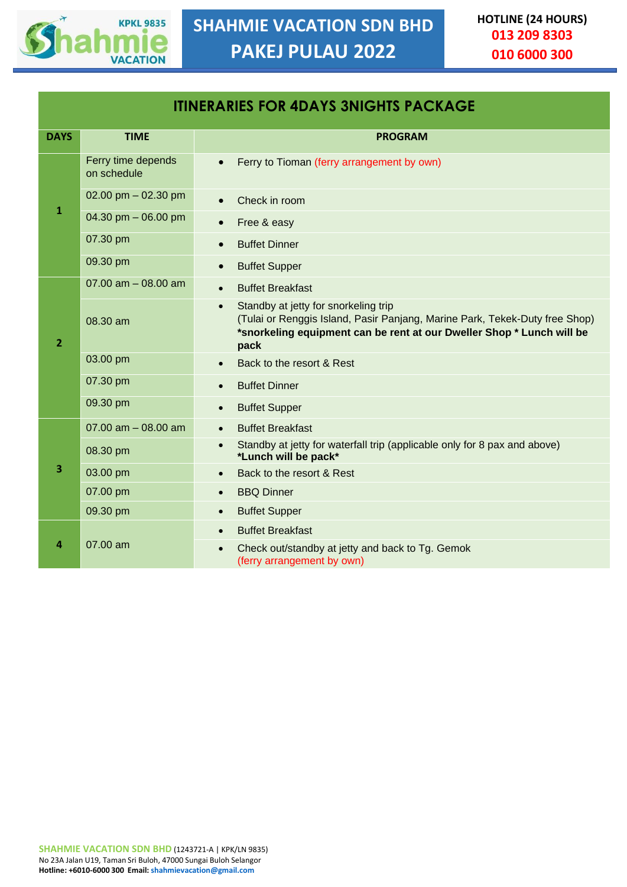# SHAHMIE VACATION SDN BHD
# PAKEJ PULAU 2022

KPKL 9835

**HOTLINE (24 HOURS)**
**013 209 8303**
**010 6000 300**

## ITINERARIES FOR 4DAYS 3NIGHTS PACKAGE

| DAYS | TIME | PROGRAM |
|---|---|---|
| 1 | Ferry time depends on schedule | • Ferry to Tioman (ferry arrangement by own) |
| | 02.00 pm – 02.30 pm | • Check in room |
| | 04.30 pm – 06.00 pm | • Free & easy |
| | 07.30 pm | • Buffet Dinner |
| | 09.30 pm | • Buffet Supper |
| 2 | 07.00 am – 08.00 am | • Buffet Breakfast |
| | 08.30 am | • Standby at jetty for snorkeling trip (Tulai or Renggis Island, Pasir Panjang, Marine Park, Tekek-Duty free Shop) **\*snorkeling equipment can be rent at our Dweller Shop \* Lunch will be pack** |
| | 03.00 pm | • Back to the resort & Rest |
| | 07.30 pm | • Buffet Dinner |
| | 09.30 pm | • Buffet Supper |
| 3 | 07.00 am – 08.00 am | • Buffet Breakfast |
| | 08.30 pm | • Standby at jetty for waterfall trip (applicable only for 8 pax and above) **\*Lunch will be pack\*** |
| | 03.00 pm | • Back to the resort & Rest |
| | 07.00 pm | • BBQ Dinner |
| | 09.30 pm | • Buffet Supper |
| 4 | 07.00 am | • Buffet Breakfast<br>• Check out/standby at jetty and back to Tg. Gemok (ferry arrangement by own) |

**SHAHMIE VACATION SDN BHD** (1243721-A | KPK/LN 9835)
No 23A Jalan U19, Taman Sri Buloh, 47000 Sungai Buloh Selangor
**Hotline: +6010-6000 300 Email: shahmievacation@gmail.com**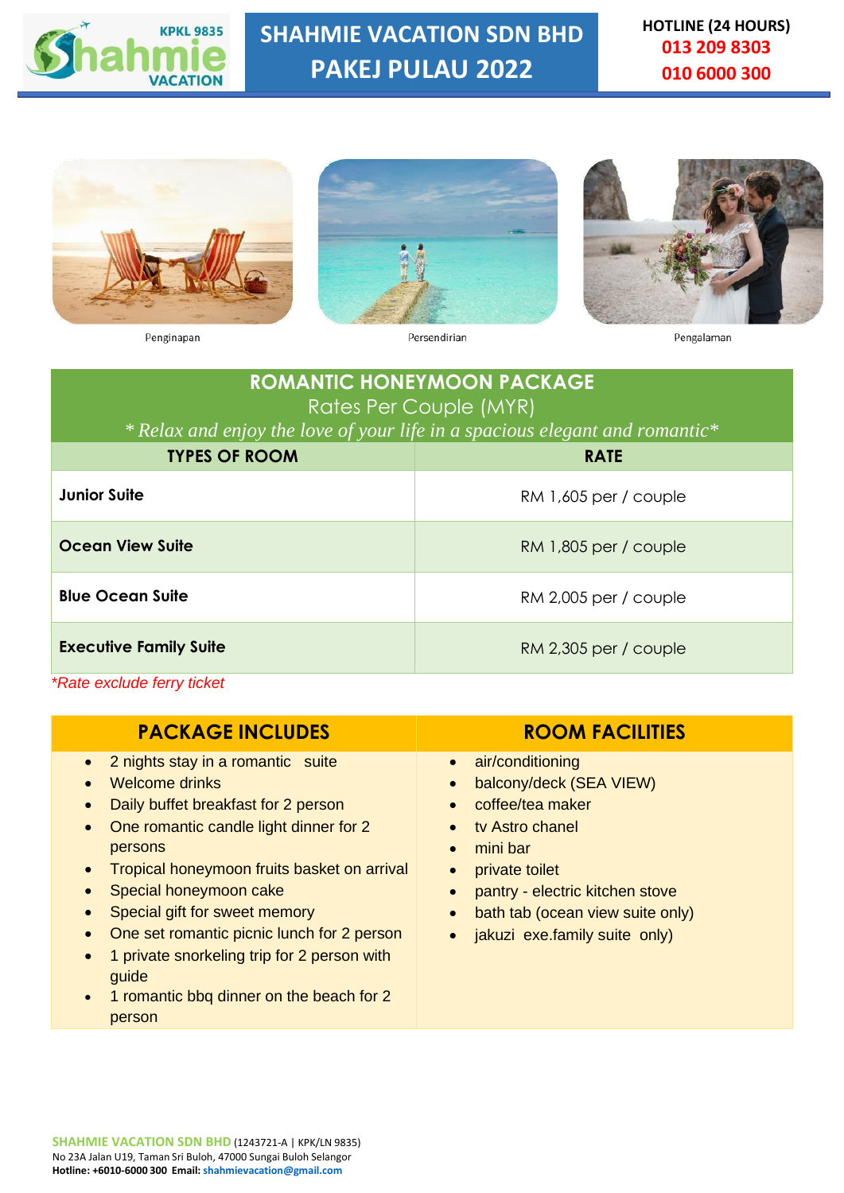# SHAHMIE VACATION SDN BHD
# PAKEJ PULAU 2022

KPKL 9835 Shahmie VACATION

**HOTLINE (24 HOURS)**
**013 209 8303**
**010 6000 300**

Penginapan

Persendirian

Pengalaman

## ROMANTIC HONEYMOON PACKAGE

Rates Per Couple (MYR)

*\* Relax and enjoy the love of your life in a spacious elegant and romantic\**

| TYPES OF ROOM | RATE |
|---|---|
| **Junior Suite** | RM 1,605 per / couple |
| **Ocean View Suite** | RM 1,805 per / couple |
| **Blue Ocean Suite** | RM 2,005 per / couple |
| **Executive Family Suite** | RM 2,305 per / couple |

*\*Rate exclude ferry ticket*

## PACKAGE INCLUDES

- 2 nights stay in a romantic suite
- Welcome drinks
- Daily buffet breakfast for 2 person
- One romantic candle light dinner for 2 persons
- Tropical honeymoon fruits basket on arrival
- Special honeymoon cake
- Special gift for sweet memory
- One set romantic picnic lunch for 2 person
- 1 private snorkeling trip for 2 person with guide
- 1 romantic bbq dinner on the beach for 2 person

## ROOM FACILITIES

- air/conditioning
- balcony/deck (SEA VIEW)
- coffee/tea maker
- tv Astro chanel
- mini bar
- private toilet
- pantry - electric kitchen stove
- bath tab (ocean view suite only)
- jakuzi exe.family suite only)

**SHAHMIE VACATION SDN BHD** (1243721-A | KPK/LN 9835)
No 23A Jalan U19, Taman Sri Buloh, 47000 Sungai Buloh Selangor
**Hotline: +6010-6000 300 Email: shahmievacation@gmail.com**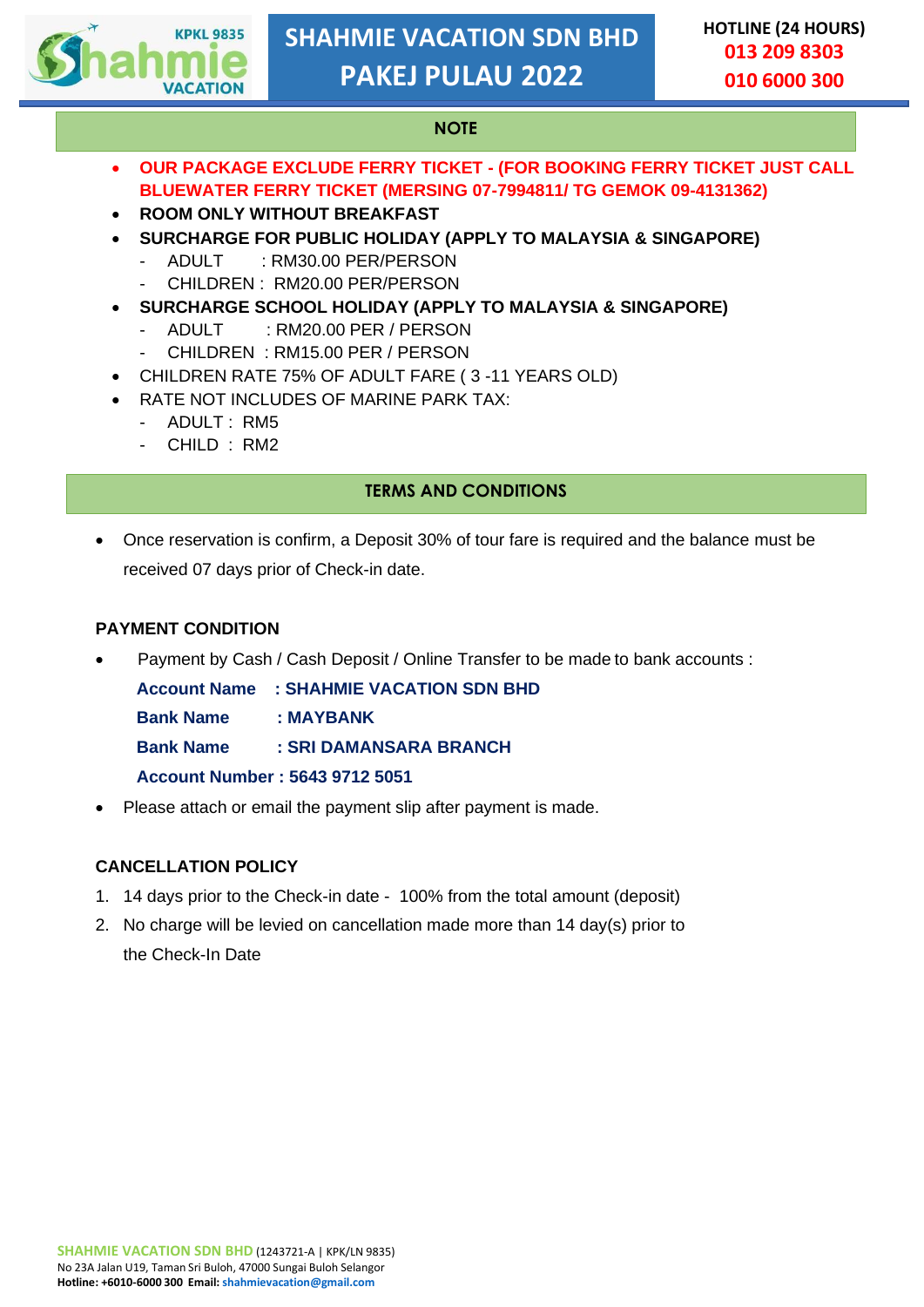# SHAHMIE VACATION SDN BHD PAKEJ PULAU 2022

HOTLINE (24 HOURS)
013 209 8303
010 6000 300

## NOTE

- **OUR PACKAGE EXCLUDE FERRY TICKET - (FOR BOOKING FERRY TICKET JUST CALL BLUEWATER FERRY TICKET (MERSING 07-7994811/ TG GEMOK 09-4131362)**
- **ROOM ONLY WITHOUT BREAKFAST**
- **SURCHARGE FOR PUBLIC HOLIDAY (APPLY TO MALAYSIA & SINGAPORE)**
  - ADULT : RM30.00 PER/PERSON
  - CHILDREN : RM20.00 PER/PERSON
- **SURCHARGE SCHOOL HOLIDAY (APPLY TO MALAYSIA & SINGAPORE)**
  - ADULT : RM20.00 PER / PERSON
  - CHILDREN : RM15.00 PER / PERSON
- CHILDREN RATE 75% OF ADULT FARE ( 3 -11 YEARS OLD)
- RATE NOT INCLUDES OF MARINE PARK TAX:
  - ADULT : RM5
  - CHILD : RM2

## TERMS AND CONDITIONS

- Once reservation is confirm, a Deposit 30% of tour fare is required and the balance must be received 07 days prior of Check-in date.

### PAYMENT CONDITION

- Payment by Cash / Cash Deposit / Online Transfer to be made to bank accounts :

  **Account Name : SHAHMIE VACATION SDN BHD**
  **Bank Name : MAYBANK**
  **Bank Name : SRI DAMANSARA BRANCH**
  **Account Number : 5643 9712 5051**

- Please attach or email the payment slip after payment is made.

### CANCELLATION POLICY

1. 14 days prior to the Check-in date - 100% from the total amount (deposit)
2. No charge will be levied on cancellation made more than 14 day(s) prior to the Check-In Date

**SHAHMIE VACATION SDN BHD** (1243721-A | KPK/LN 9835)
No 23A Jalan U19, Taman Sri Buloh, 47000 Sungai Buloh Selangor
**Hotline: +6010-6000 300 Email:** shahmievacation@gmail.com